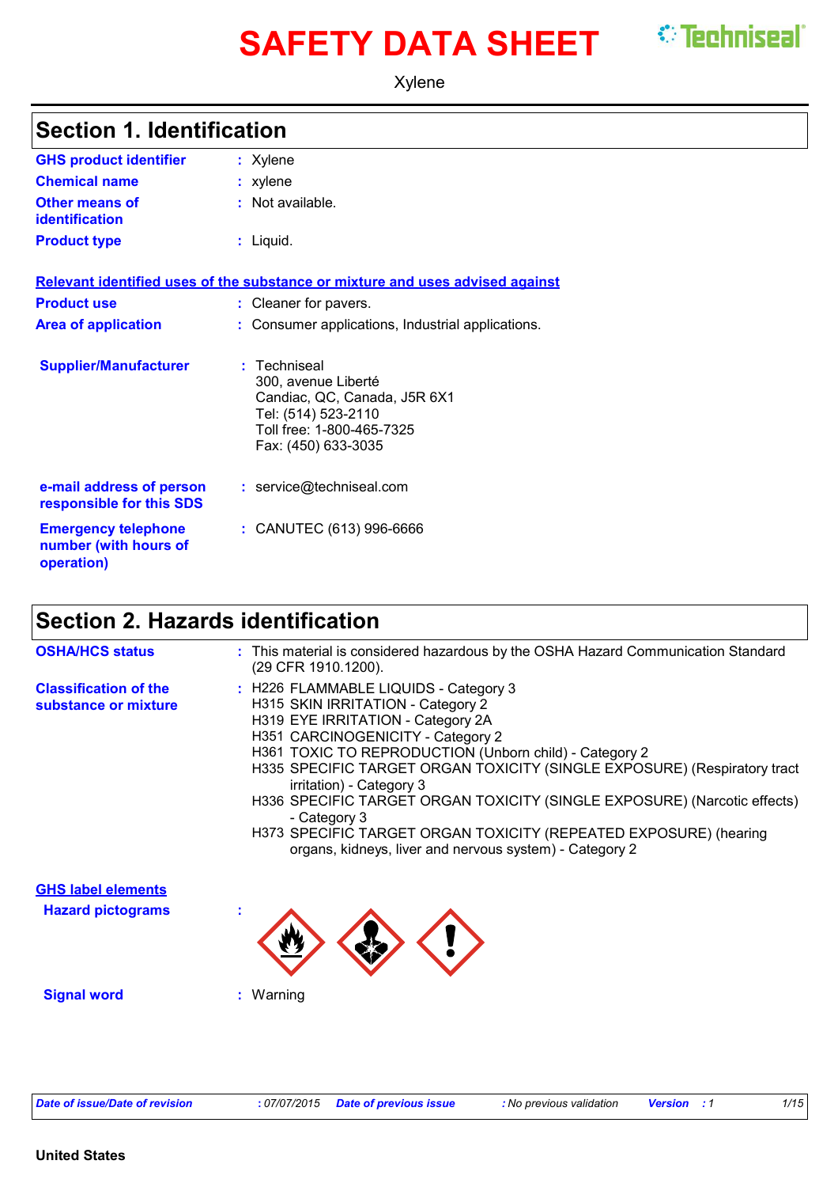# SAFETY DATA SHEET

Xylene

## Section 1. Identification

**GHS product identifier** : Xylene

**Chemical name** : xylene

**Other means of identification** : Not available.

**Product type** : Liquid.

**Relevant identified uses of the substance or mixture and uses advised against**

**Product use** : Cleaner for pavers.

**Area of application** : Consumer applications, Industrial applications.

**Supplier/Manufacturer** : Techniseal
300, avenue Liberté
Candiac, QC, Canada, J5R 6X1
Tel: (514) 523-2110
Toll free: 1-800-465-7325
Fax: (450) 633-3035

**e-mail address of person responsible for this SDS** : service@techniseal.com

**Emergency telephone number (with hours of operation)** : CANUTEC (613) 996-6666

## Section 2. Hazards identification

**OSHA/HCS status** : This material is considered hazardous by the OSHA Hazard Communication Standard (29 CFR 1910.1200).

**Classification of the substance or mixture** :
H226 FLAMMABLE LIQUIDS - Category 3
H315 SKIN IRRITATION - Category 2
H319 EYE IRRITATION - Category 2A
H351 CARCINOGENICITY - Category 2
H361 TOXIC TO REPRODUCTION (Unborn child) - Category 2
H335 SPECIFIC TARGET ORGAN TOXICITY (SINGLE EXPOSURE) (Respiratory tract irritation) - Category 3
H336 SPECIFIC TARGET ORGAN TOXICITY (SINGLE EXPOSURE) (Narcotic effects) - Category 3
H373 SPECIFIC TARGET ORGAN TOXICITY (REPEATED EXPOSURE) (hearing organs, kidneys, liver and nervous system) - Category 2

**GHS label elements**

**Hazard pictograms** :

**Signal word** : Warning

| Date of issue/Date of revision | : 07/07/2015 | Date of previous issue | : No previous validation | Version | : 1 |
| --- | --- | --- | --- | --- | --- |

United States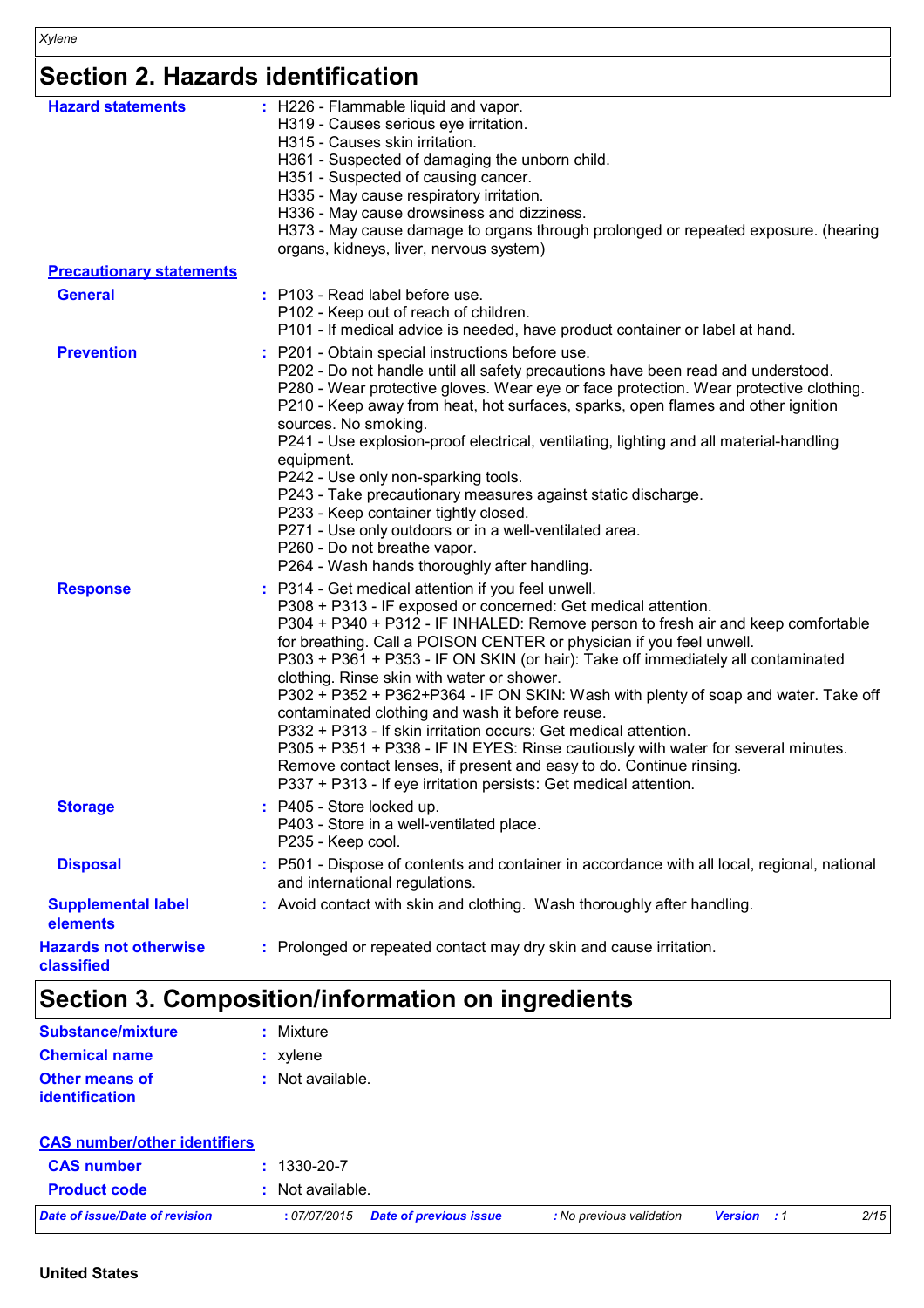## Section 2. Hazards identification

**Hazard statements**: H226 - Flammable liquid and vapor.
H319 - Causes serious eye irritation.
H315 - Causes skin irritation.
H361 - Suspected of damaging the unborn child.
H351 - Suspected of causing cancer.
H335 - May cause respiratory irritation.
H336 - May cause drowsiness and dizziness.
H373 - May cause damage to organs through prolonged or repeated exposure. (hearing organs, kidneys, liver, nervous system)

**Precautionary statements**

**General**: P103 - Read label before use.
P102 - Keep out of reach of children.
P101 - If medical advice is needed, have product container or label at hand.

**Prevention**: P201 - Obtain special instructions before use.
P202 - Do not handle until all safety precautions have been read and understood.
P280 - Wear protective gloves. Wear eye or face protection. Wear protective clothing.
P210 - Keep away from heat, hot surfaces, sparks, open flames and other ignition sources. No smoking.
P241 - Use explosion-proof electrical, ventilating, lighting and all material-handling equipment.
P242 - Use only non-sparking tools.
P243 - Take precautionary measures against static discharge.
P233 - Keep container tightly closed.
P271 - Use only outdoors or in a well-ventilated area.
P260 - Do not breathe vapor.
P264 - Wash hands thoroughly after handling.

**Response**: P314 - Get medical attention if you feel unwell.
P308 + P313 - IF exposed or concerned: Get medical attention.
P304 + P340 + P312 - IF INHALED: Remove person to fresh air and keep comfortable for breathing. Call a POISON CENTER or physician if you feel unwell.
P303 + P361 + P353 - IF ON SKIN (or hair): Take off immediately all contaminated clothing. Rinse skin with water or shower.
P302 + P352 + P362+P364 - IF ON SKIN: Wash with plenty of soap and water. Take off contaminated clothing and wash it before reuse.
P332 + P313 - If skin irritation occurs: Get medical attention.
P305 + P351 + P338 - IF IN EYES: Rinse cautiously with water for several minutes. Remove contact lenses, if present and easy to do. Continue rinsing.
P337 + P313 - If eye irritation persists: Get medical attention.

**Storage**: P405 - Store locked up.
P403 - Store in a well-ventilated place.
P235 - Keep cool.

**Disposal**: P501 - Dispose of contents and container in accordance with all local, regional, national and international regulations.

**Supplemental label elements**: Avoid contact with skin and clothing. Wash thoroughly after handling.

**Hazards not otherwise classified**: Prolonged or repeated contact may dry skin and cause irritation.

## Section 3. Composition/information on ingredients

**Substance/mixture**: Mixture

**Chemical name**: xylene

**Other means of identification**: Not available.

**CAS number/other identifiers**

**CAS number**: 1330-20-7

**Product code**: Not available.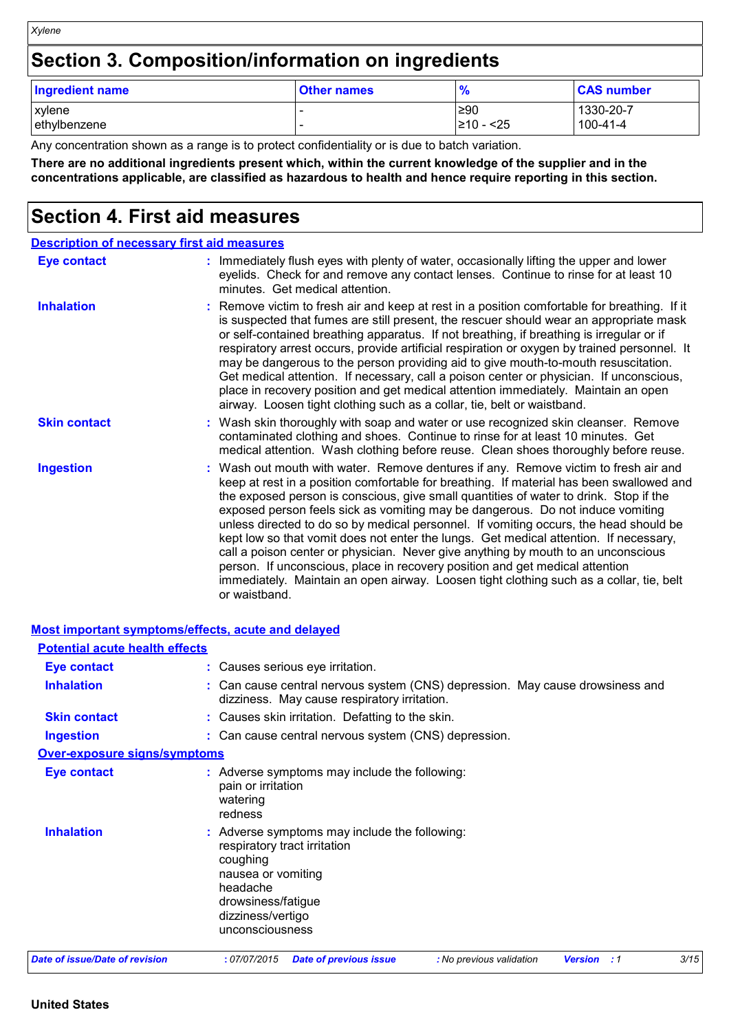# Section 3. Composition/information on ingredients

| Ingredient name | Other names | % | CAS number |
|---|---|---|---|
| xylene | - | ≥90 | 1330-20-7 |
| ethylbenzene | - | ≥10 - <25 | 100-41-4 |

Any concentration shown as a range is to protect confidentiality or is due to batch variation.

**There are no additional ingredients present which, within the current knowledge of the supplier and in the concentrations applicable, are classified as hazardous to health and hence require reporting in this section.**

# Section 4. First aid measures

## Description of necessary first aid measures

**Eye contact** : Immediately flush eyes with plenty of water, occasionally lifting the upper and lower eyelids. Check for and remove any contact lenses. Continue to rinse for at least 10 minutes. Get medical attention.

**Inhalation** : Remove victim to fresh air and keep at rest in a position comfortable for breathing. If it is suspected that fumes are still present, the rescuer should wear an appropriate mask or self-contained breathing apparatus. If not breathing, if breathing is irregular or if respiratory arrest occurs, provide artificial respiration or oxygen by trained personnel. It may be dangerous to the person providing aid to give mouth-to-mouth resuscitation. Get medical attention. If necessary, call a poison center or physician. If unconscious, place in recovery position and get medical attention immediately. Maintain an open airway. Loosen tight clothing such as a collar, tie, belt or waistband.

**Skin contact** : Wash skin thoroughly with soap and water or use recognized skin cleanser. Remove contaminated clothing and shoes. Continue to rinse for at least 10 minutes. Get medical attention. Wash clothing before reuse. Clean shoes thoroughly before reuse.

**Ingestion** : Wash out mouth with water. Remove dentures if any. Remove victim to fresh air and keep at rest in a position comfortable for breathing. If material has been swallowed and the exposed person is conscious, give small quantities of water to drink. Stop if the exposed person feels sick as vomiting may be dangerous. Do not induce vomiting unless directed to do so by medical personnel. If vomiting occurs, the head should be kept low so that vomit does not enter the lungs. Get medical attention. If necessary, call a poison center or physician. Never give anything by mouth to an unconscious person. If unconscious, place in recovery position and get medical attention immediately. Maintain an open airway. Loosen tight clothing such as a collar, tie, belt or waistband.

## Most important symptoms/effects, acute and delayed

### Potential acute health effects

**Eye contact** : Causes serious eye irritation.

**Inhalation** : Can cause central nervous system (CNS) depression. May cause drowsiness and dizziness. May cause respiratory irritation.

**Skin contact** : Causes skin irritation. Defatting to the skin.

**Ingestion** : Can cause central nervous system (CNS) depression.

### Over-exposure signs/symptoms

**Eye contact** : Adverse symptoms may include the following:
pain or irritation
watering
redness

**Inhalation** : Adverse symptoms may include the following:
respiratory tract irritation
coughing
nausea or vomiting
headache
drowsiness/fatigue
dizziness/vertigo
unconsciousness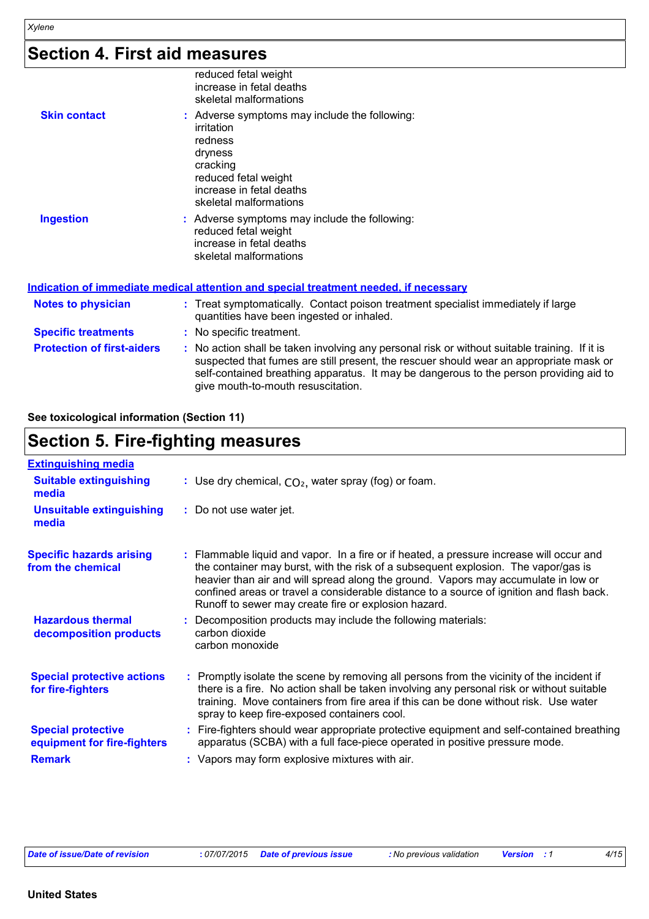## Section 4. First aid measures

reduced fetal weight
increase in fetal deaths
skeletal malformations

**Skin contact** : Adverse symptoms may include the following:
irritation
redness
dryness
cracking
reduced fetal weight
increase in fetal deaths
skeletal malformations

**Ingestion** : Adverse symptoms may include the following:
reduced fetal weight
increase in fetal deaths
skeletal malformations

### Indication of immediate medical attention and special treatment needed, if necessary

**Notes to physician** : Treat symptomatically. Contact poison treatment specialist immediately if large quantities have been ingested or inhaled.

**Specific treatments** : No specific treatment.

**Protection of first-aiders** : No action shall be taken involving any personal risk or without suitable training. If it is suspected that fumes are still present, the rescuer should wear an appropriate mask or self-contained breathing apparatus. It may be dangerous to the person providing aid to give mouth-to-mouth resuscitation.

**See toxicological information (Section 11)**

## Section 5. Fire-fighting measures

### Extinguishing media

**Suitable extinguishing media** : Use dry chemical, $CO_2$, water spray (fog) or foam.

**Unsuitable extinguishing media** : Do not use water jet.

**Specific hazards arising from the chemical** : Flammable liquid and vapor. In a fire or if heated, a pressure increase will occur and the container may burst, with the risk of a subsequent explosion. The vapor/gas is heavier than air and will spread along the ground. Vapors may accumulate in low or confined areas or travel a considerable distance to a source of ignition and flash back. Runoff to sewer may create fire or explosion hazard.

**Hazardous thermal decomposition products** : Decomposition products may include the following materials:
carbon dioxide
carbon monoxide

**Special protective actions for fire-fighters** : Promptly isolate the scene by removing all persons from the vicinity of the incident if there is a fire. No action shall be taken involving any personal risk or without suitable training. Move containers from fire area if this can be done without risk. Use water spray to keep fire-exposed containers cool.

**Special protective equipment for fire-fighters** : Fire-fighters should wear appropriate protective equipment and self-contained breathing apparatus (SCBA) with a full face-piece operated in positive pressure mode.

**Remark** : Vapors may form explosive mixtures with air.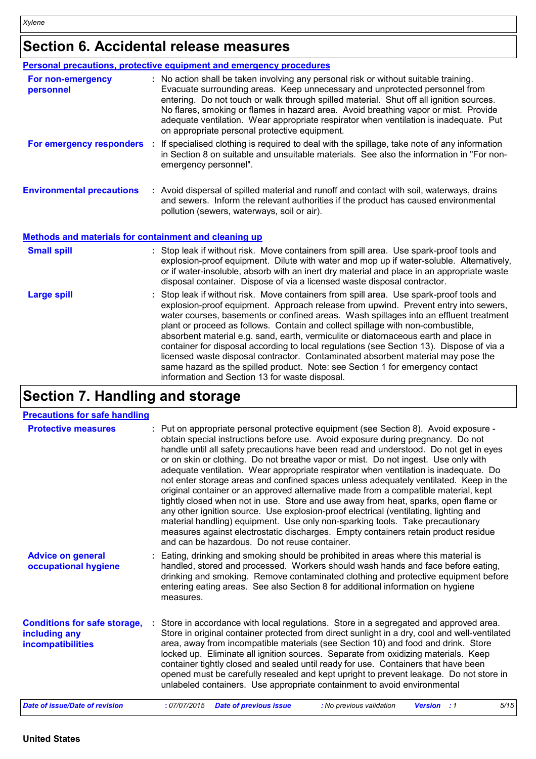# Section 6. Accidental release measures

## Personal precautions, protective equipment and emergency procedures

**For non-emergency personnel** : No action shall be taken involving any personal risk or without suitable training. Evacuate surrounding areas. Keep unnecessary and unprotected personnel from entering. Do not touch or walk through spilled material. Shut off all ignition sources. No flares, smoking or flames in hazard area. Avoid breathing vapor or mist. Provide adequate ventilation. Wear appropriate respirator when ventilation is inadequate. Put on appropriate personal protective equipment.

**For emergency responders** : If specialised clothing is required to deal with the spillage, take note of any information in Section 8 on suitable and unsuitable materials. See also the information in "For non-emergency personnel".

**Environmental precautions** : Avoid dispersal of spilled material and runoff and contact with soil, waterways, drains and sewers. Inform the relevant authorities if the product has caused environmental pollution (sewers, waterways, soil or air).

## Methods and materials for containment and cleaning up

**Small spill** : Stop leak if without risk. Move containers from spill area. Use spark-proof tools and explosion-proof equipment. Dilute with water and mop up if water-soluble. Alternatively, or if water-insoluble, absorb with an inert dry material and place in an appropriate waste disposal container. Dispose of via a licensed waste disposal contractor.

**Large spill** : Stop leak if without risk. Move containers from spill area. Use spark-proof tools and explosion-proof equipment. Approach release from upwind. Prevent entry into sewers, water courses, basements or confined areas. Wash spillages into an effluent treatment plant or proceed as follows. Contain and collect spillage with non-combustible, absorbent material e.g. sand, earth, vermiculite or diatomaceous earth and place in container for disposal according to local regulations (see Section 13). Dispose of via a licensed waste disposal contractor. Contaminated absorbent material may pose the same hazard as the spilled product. Note: see Section 1 for emergency contact information and Section 13 for waste disposal.

# Section 7. Handling and storage

## Precautions for safe handling

**Protective measures** : Put on appropriate personal protective equipment (see Section 8). Avoid exposure - obtain special instructions before use. Avoid exposure during pregnancy. Do not handle until all safety precautions have been read and understood. Do not get in eyes or on skin or clothing. Do not breathe vapor or mist. Do not ingest. Use only with adequate ventilation. Wear appropriate respirator when ventilation is inadequate. Do not enter storage areas and confined spaces unless adequately ventilated. Keep in the original container or an approved alternative made from a compatible material, kept tightly closed when not in use. Store and use away from heat, sparks, open flame or any other ignition source. Use explosion-proof electrical (ventilating, lighting and material handling) equipment. Use only non-sparking tools. Take precautionary measures against electrostatic discharges. Empty containers retain product residue and can be hazardous. Do not reuse container.

**Advice on general occupational hygiene** : Eating, drinking and smoking should be prohibited in areas where this material is handled, stored and processed. Workers should wash hands and face before eating, drinking and smoking. Remove contaminated clothing and protective equipment before entering eating areas. See also Section 8 for additional information on hygiene measures.

**Conditions for safe storage, including any incompatibilities** : Store in accordance with local regulations. Store in a segregated and approved area. Store in original container protected from direct sunlight in a dry, cool and well-ventilated area, away from incompatible materials (see Section 10) and food and drink. Store locked up. Eliminate all ignition sources. Separate from oxidizing materials. Keep container tightly closed and sealed until ready for use. Containers that have been opened must be carefully resealed and kept upright to prevent leakage. Do not store in unlabeled containers. Use appropriate containment to avoid environmental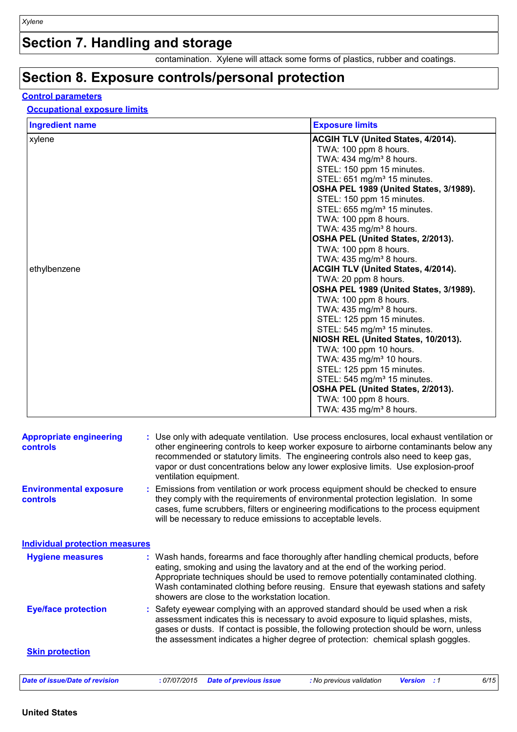## Section 7. Handling and storage

contamination. Xylene will attack some forms of plastics, rubber and coatings.

## Section 8. Exposure controls/personal protection

### Control parameters

#### Occupational exposure limits

| Ingredient name | Exposure limits |
|---|---|
| xylene | **ACGIH TLV (United States, 4/2014).**<br>TWA: 100 ppm 8 hours.<br>TWA: 434 mg/m³ 8 hours.<br>STEL: 150 ppm 15 minutes.<br>STEL: 651 mg/m³ 15 minutes.<br>**OSHA PEL 1989 (United States, 3/1989).**<br>STEL: 150 ppm 15 minutes.<br>STEL: 655 mg/m³ 15 minutes.<br>TWA: 100 ppm 8 hours.<br>TWA: 435 mg/m³ 8 hours.<br>**OSHA PEL (United States, 2/2013).**<br>TWA: 100 ppm 8 hours.<br>TWA: 435 mg/m³ 8 hours. |
| ethylbenzene | **ACGIH TLV (United States, 4/2014).**<br>TWA: 20 ppm 8 hours.<br>**OSHA PEL 1989 (United States, 3/1989).**<br>TWA: 100 ppm 8 hours.<br>TWA: 435 mg/m³ 8 hours.<br>STEL: 125 ppm 15 minutes.<br>STEL: 545 mg/m³ 15 minutes.<br>**NIOSH REL (United States, 10/2013).**<br>TWA: 100 ppm 10 hours.<br>TWA: 435 mg/m³ 10 hours.<br>STEL: 125 ppm 15 minutes.<br>STEL: 545 mg/m³ 15 minutes.<br>**OSHA PEL (United States, 2/2013).**<br>TWA: 100 ppm 8 hours.<br>TWA: 435 mg/m³ 8 hours. |

**Appropriate engineering controls** : Use only with adequate ventilation. Use process enclosures, local exhaust ventilation or other engineering controls to keep worker exposure to airborne contaminants below any recommended or statutory limits. The engineering controls also need to keep gas, vapor or dust concentrations below any lower explosive limits. Use explosion-proof ventilation equipment.

**Environmental exposure controls** : Emissions from ventilation or work process equipment should be checked to ensure they comply with the requirements of environmental protection legislation. In some cases, fume scrubbers, filters or engineering modifications to the process equipment will be necessary to reduce emissions to acceptable levels.

### Individual protection measures

**Hygiene measures** : Wash hands, forearms and face thoroughly after handling chemical products, before eating, smoking and using the lavatory and at the end of the working period. Appropriate techniques should be used to remove potentially contaminated clothing. Wash contaminated clothing before reusing. Ensure that eyewash stations and safety showers are close to the workstation location.

**Eye/face protection** : Safety eyewear complying with an approved standard should be used when a risk assessment indicates this is necessary to avoid exposure to liquid splashes, mists, gases or dusts. If contact is possible, the following protection should be worn, unless the assessment indicates a higher degree of protection: chemical splash goggles.

#### Skin protection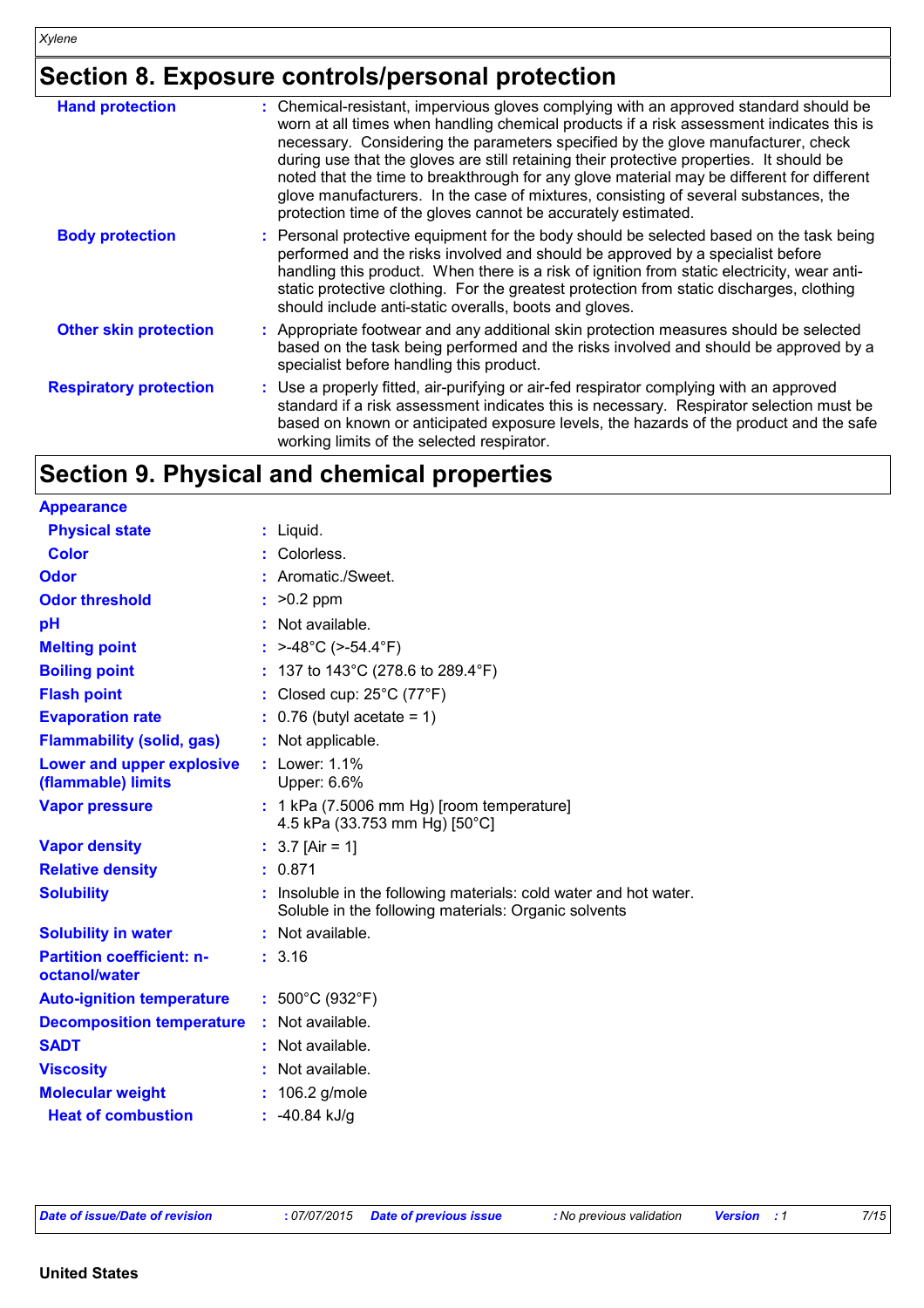## Section 8. Exposure controls/personal protection

| | |
|---|---|
| **Hand protection** | Chemical-resistant, impervious gloves complying with an approved standard should be worn at all times when handling chemical products if a risk assessment indicates this is necessary. Considering the parameters specified by the glove manufacturer, check during use that the gloves are still retaining their protective properties. It should be noted that the time to breakthrough for any glove material may be different for different glove manufacturers. In the case of mixtures, consisting of several substances, the protection time of the gloves cannot be accurately estimated. |
| **Body protection** | Personal protective equipment for the body should be selected based on the task being performed and the risks involved and should be approved by a specialist before handling this product. When there is a risk of ignition from static electricity, wear anti-static protective clothing. For the greatest protection from static discharges, clothing should include anti-static overalls, boots and gloves. |
| **Other skin protection** | Appropriate footwear and any additional skin protection measures should be selected based on the task being performed and the risks involved and should be approved by a specialist before handling this product. |
| **Respiratory protection** | Use a properly fitted, air-purifying or air-fed respirator complying with an approved standard if a risk assessment indicates this is necessary. Respirator selection must be based on known or anticipated exposure levels, the hazards of the product and the safe working limits of the selected respirator. |

## Section 9. Physical and chemical properties

**Appearance**

| | |
|---|---|
| **Physical state** | Liquid. |
| **Color** | Colorless. |
| **Odor** | Aromatic./Sweet. |
| **Odor threshold** | >0.2 ppm |
| **pH** | Not available. |
| **Melting point** | >-48°C (>-54.4°F) |
| **Boiling point** | 137 to 143°C (278.6 to 289.4°F) |
| **Flash point** | Closed cup: 25°C (77°F) |
| **Evaporation rate** | 0.76 (butyl acetate = 1) |
| **Flammability (solid, gas)** | Not applicable. |
| **Lower and upper explosive (flammable) limits** | Lower: 1.1%<br>Upper: 6.6% |
| **Vapor pressure** | 1 kPa (7.5006 mm Hg) [room temperature]<br>4.5 kPa (33.753 mm Hg) [50°C] |
| **Vapor density** | 3.7 [Air = 1] |
| **Relative density** | 0.871 |
| **Solubility** | Insoluble in the following materials: cold water and hot water.<br>Soluble in the following materials: Organic solvents |
| **Solubility in water** | Not available. |
| **Partition coefficient: n-octanol/water** | 3.16 |
| **Auto-ignition temperature** | 500°C (932°F) |
| **Decomposition temperature** | Not available. |
| **SADT** | Not available. |
| **Viscosity** | Not available. |
| **Molecular weight** | 106.2 g/mole |
| **Heat of combustion** | -40.84 kJ/g |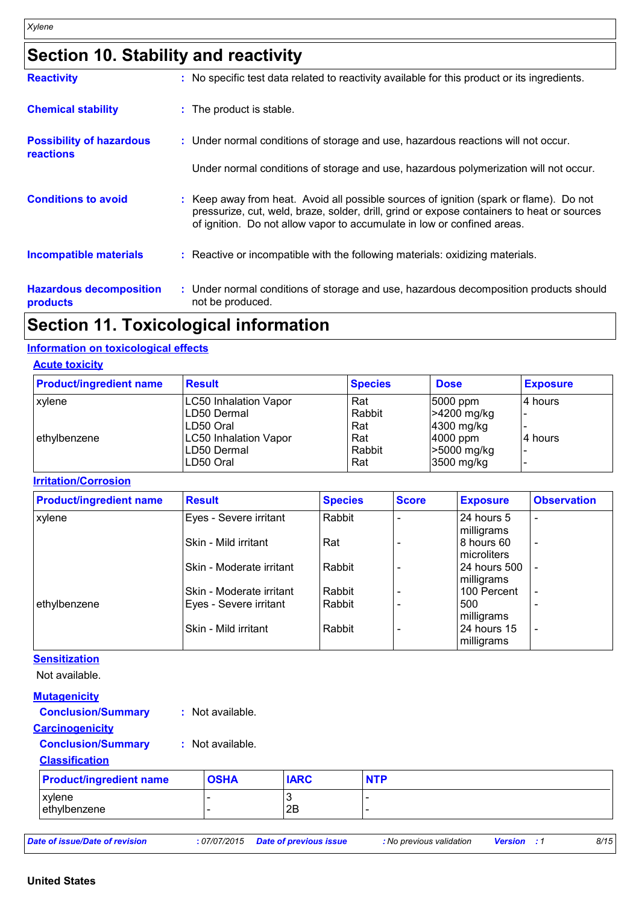## Section 10. Stability and reactivity

**Reactivity** : No specific test data related to reactivity available for this product or its ingredients.

**Chemical stability** : The product is stable.

**Possibility of hazardous reactions** : Under normal conditions of storage and use, hazardous reactions will not occur.

Under normal conditions of storage and use, hazardous polymerization will not occur.

**Conditions to avoid** : Keep away from heat. Avoid all possible sources of ignition (spark or flame). Do not pressurize, cut, weld, braze, solder, drill, grind or expose containers to heat or sources of ignition. Do not allow vapor to accumulate in low or confined areas.

**Incompatible materials** : Reactive or incompatible with the following materials: oxidizing materials.

**Hazardous decomposition products** : Under normal conditions of storage and use, hazardous decomposition products should not be produced.

## Section 11. Toxicological information

### Information on toxicological effects

#### Acute toxicity

| Product/ingredient name | Result | Species | Dose | Exposure |
|---|---|---|---|---|
| xylene | LC50 Inhalation Vapor | Rat | 5000 ppm | 4 hours |
| | LD50 Dermal | Rabbit | >4200 mg/kg | - |
| | LD50 Oral | Rat | 4300 mg/kg | - |
| ethylbenzene | LC50 Inhalation Vapor | Rat | 4000 ppm | 4 hours |
| | LD50 Dermal | Rabbit | >5000 mg/kg | - |
| | LD50 Oral | Rat | 3500 mg/kg | - |

#### Irritation/Corrosion

| Product/ingredient name | Result | Species | Score | Exposure | Observation |
|---|---|---|---|---|---|
| xylene | Eyes - Severe irritant | Rabbit | - | 24 hours 5 milligrams | - |
| | Skin - Mild irritant | Rat | - | 8 hours 60 microliters | - |
| | Skin - Moderate irritant | Rabbit | - | 24 hours 500 milligrams | - |
| | Skin - Moderate irritant | Rabbit | - | 100 Percent | - |
| ethylbenzene | Eyes - Severe irritant | Rabbit | - | 500 milligrams | - |
| | Skin - Mild irritant | Rabbit | - | 24 hours 15 milligrams | - |

#### Sensitization

Not available.

#### Mutagenicity

**Conclusion/Summary** : Not available.

#### Carcinogenicity

**Conclusion/Summary** : Not available.

#### Classification

| Product/ingredient name | OSHA | IARC | NTP |
|---|---|---|---|
| xylene | - | 3 | - |
| ethylbenzene | - | 2B | - |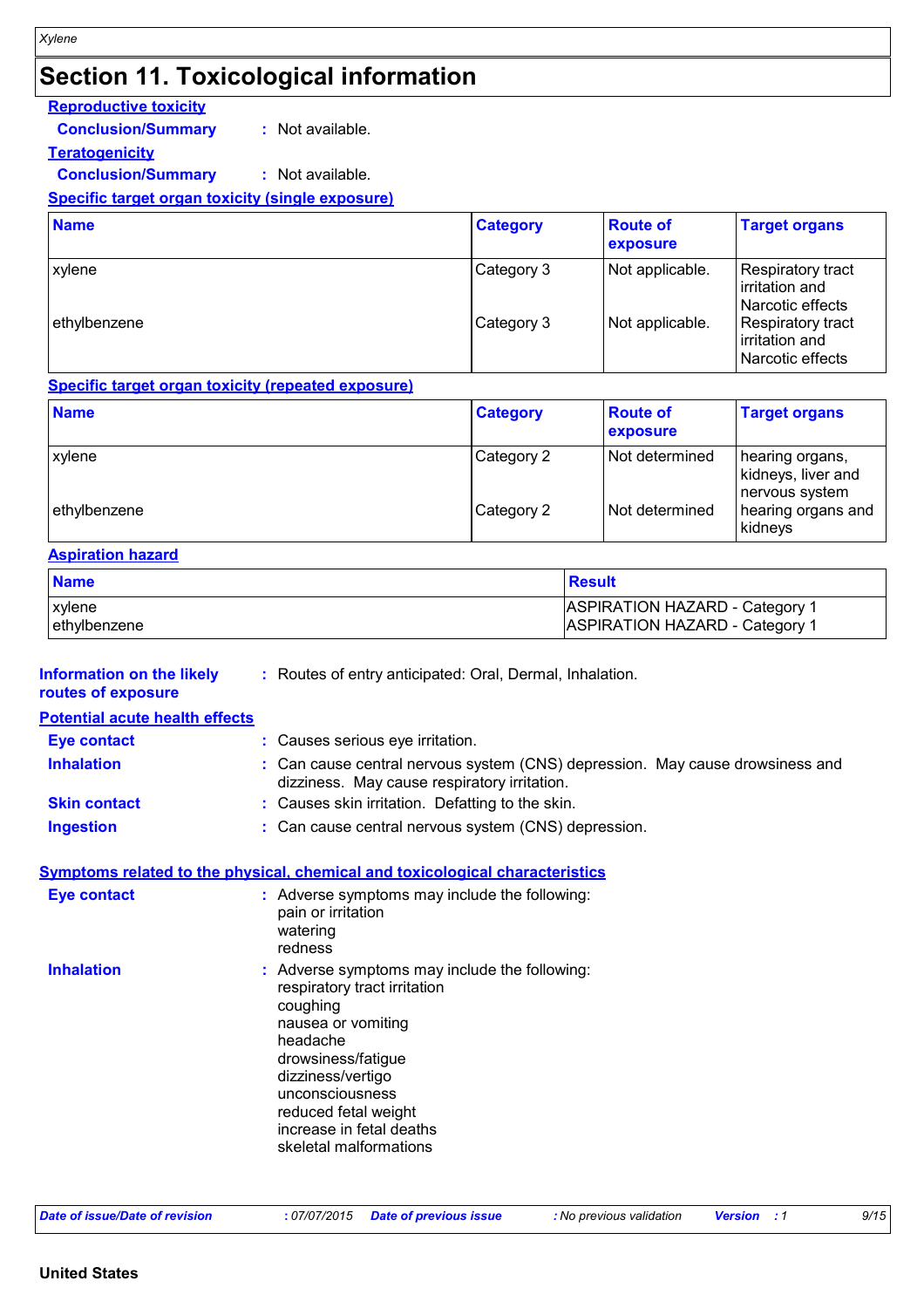# Section 11. Toxicological information

**Reproductive toxicity**

**Conclusion/Summary** : Not available.

**Teratogenicity**

**Conclusion/Summary** : Not available.

**Specific target organ toxicity (single exposure)**

| Name | Category | Route of exposure | Target organs |
|---|---|---|---|
| xylene | Category 3 | Not applicable. | Respiratory tract irritation and Narcotic effects |
| ethylbenzene | Category 3 | Not applicable. | Respiratory tract irritation and Narcotic effects |

**Specific target organ toxicity (repeated exposure)**

| Name | Category | Route of exposure | Target organs |
|---|---|---|---|
| xylene | Category 2 | Not determined | hearing organs, kidneys, liver and nervous system |
| ethylbenzene | Category 2 | Not determined | hearing organs and kidneys |

**Aspiration hazard**

| Name | Result |
|---|---|
| xylene | ASPIRATION HAZARD - Category 1 |
| ethylbenzene | ASPIRATION HAZARD - Category 1 |

**Information on the likely routes of exposure** : Routes of entry anticipated: Oral, Dermal, Inhalation.

**Potential acute health effects**

**Eye contact** : Causes serious eye irritation.

**Inhalation** : Can cause central nervous system (CNS) depression. May cause drowsiness and dizziness. May cause respiratory irritation.

**Skin contact** : Causes skin irritation. Defatting to the skin.

**Ingestion** : Can cause central nervous system (CNS) depression.

**Symptoms related to the physical, chemical and toxicological characteristics**

**Eye contact** : Adverse symptoms may include the following:
pain or irritation
watering
redness

**Inhalation** : Adverse symptoms may include the following:
respiratory tract irritation
coughing
nausea or vomiting
headache
drowsiness/fatigue
dizziness/vertigo
unconsciousness
reduced fetal weight
increase in fetal deaths
skeletal malformations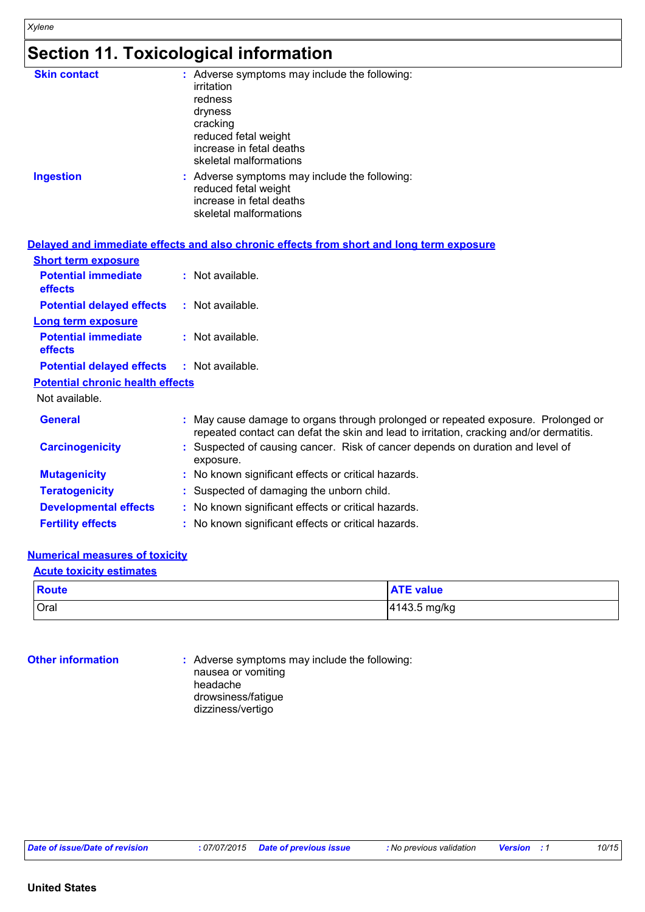# Section 11. Toxicological information

**Skin contact** : Adverse symptoms may include the following:
irritation
redness
dryness
cracking
reduced fetal weight
increase in fetal deaths
skeletal malformations

**Ingestion** : Adverse symptoms may include the following:
reduced fetal weight
increase in fetal deaths
skeletal malformations

## Delayed and immediate effects and also chronic effects from short and long term exposure

### Short term exposure

**Potential immediate effects** : Not available.

**Potential delayed effects** : Not available.

### Long term exposure

**Potential immediate effects** : Not available.

**Potential delayed effects** : Not available.

### Potential chronic health effects

Not available.

**General** : May cause damage to organs through prolonged or repeated exposure. Prolonged or repeated contact can defat the skin and lead to irritation, cracking and/or dermatitis.

**Carcinogenicity** : Suspected of causing cancer. Risk of cancer depends on duration and level of exposure.

**Mutagenicity** : No known significant effects or critical hazards.

**Teratogenicity** : Suspected of damaging the unborn child.

**Developmental effects** : No known significant effects or critical hazards.

**Fertility effects** : No known significant effects or critical hazards.

## Numerical measures of toxicity

### Acute toxicity estimates

| Route | ATE value |
| --- | --- |
| Oral | 4143.5 mg/kg |

**Other information** : Adverse symptoms may include the following:
nausea or vomiting
headache
drowsiness/fatigue
dizziness/vertigo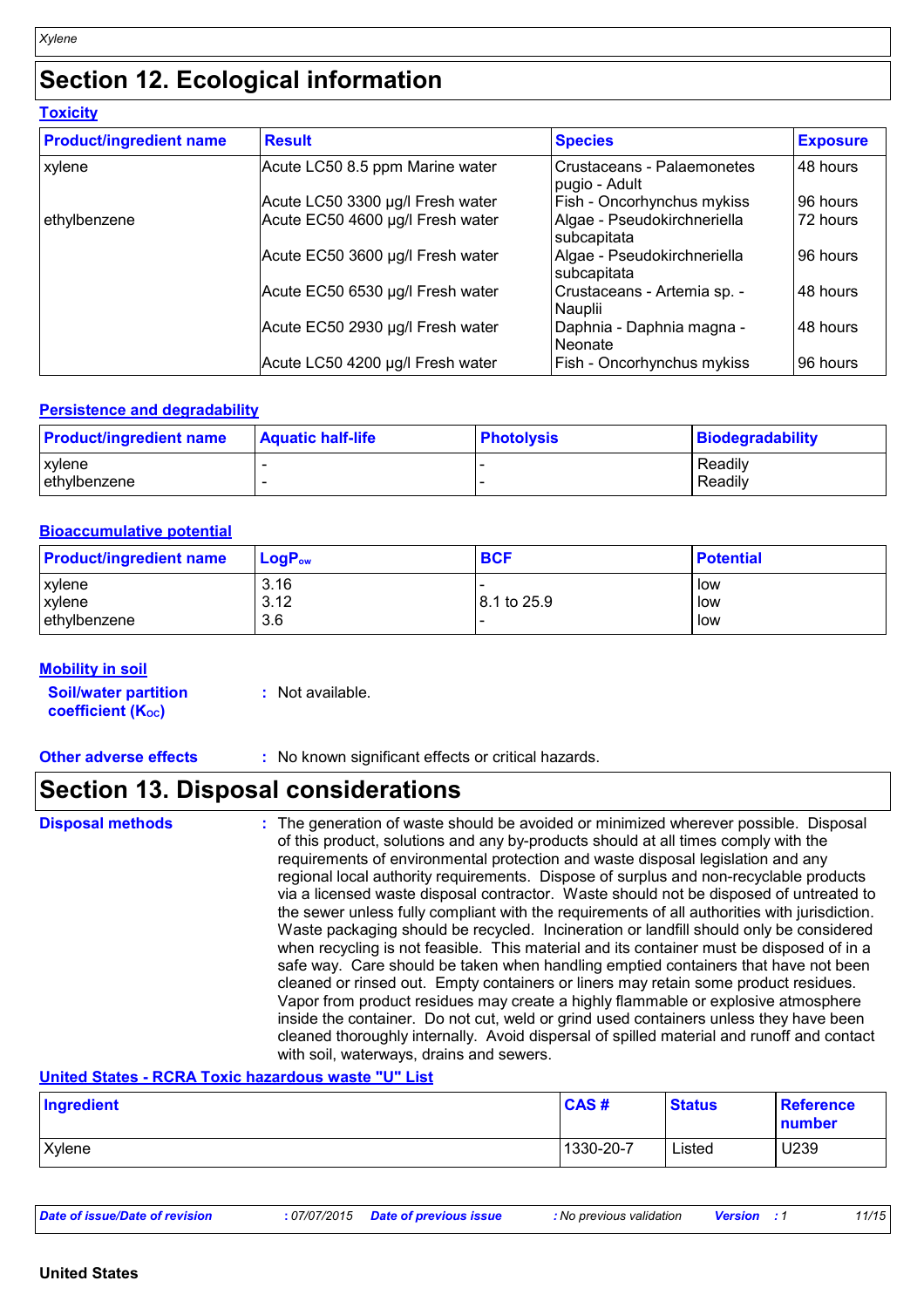# Section 12. Ecological information

### Toxicity

| Product/ingredient name | Result | Species | Exposure |
|---|---|---|---|
| xylene | Acute LC50 8.5 ppm Marine water | Crustaceans - Palaemonetes pugio - Adult | 48 hours |
| | Acute LC50 3300 µg/l Fresh water | Fish - Oncorhynchus mykiss | 96 hours |
| ethylbenzene | Acute EC50 4600 µg/l Fresh water | Algae - Pseudokirchneriella subcapitata | 72 hours |
| | Acute EC50 3600 µg/l Fresh water | Algae - Pseudokirchneriella subcapitata | 96 hours |
| | Acute EC50 6530 µg/l Fresh water | Crustaceans - Artemia sp. - Nauplii | 48 hours |
| | Acute EC50 2930 µg/l Fresh water | Daphnia - Daphnia magna - Neonate | 48 hours |
| | Acute LC50 4200 µg/l Fresh water | Fish - Oncorhynchus mykiss | 96 hours |

### Persistence and degradability

| Product/ingredient name | Aquatic half-life | Photolysis | Biodegradability |
|---|---|---|---|
| xylene | - | - | Readily |
| ethylbenzene | - | - | Readily |

### Bioaccumulative potential

| Product/ingredient name | $LogP_{ow}$ | BCF | Potential |
|---|---|---|---|
| xylene | 3.16 | - | low |
| xylene | 3.12 | 8.1 to 25.9 | low |
| ethylbenzene | 3.6 | - | low |

### Mobility in soil

**Soil/water partition coefficient ($K_{OC}$)** : Not available.

**Other adverse effects** : No known significant effects or critical hazards.

# Section 13. Disposal considerations

**Disposal methods** : The generation of waste should be avoided or minimized wherever possible. Disposal of this product, solutions and any by-products should at all times comply with the requirements of environmental protection and waste disposal legislation and any regional local authority requirements. Dispose of surplus and non-recyclable products via a licensed waste disposal contractor. Waste should not be disposed of untreated to the sewer unless fully compliant with the requirements of all authorities with jurisdiction. Waste packaging should be recycled. Incineration or landfill should only be considered when recycling is not feasible. This material and its container must be disposed of in a safe way. Care should be taken when handling emptied containers that have not been cleaned or rinsed out. Empty containers or liners may retain some product residues. Vapor from product residues may create a highly flammable or explosive atmosphere inside the container. Do not cut, weld or grind used containers unless they have been cleaned thoroughly internally. Avoid dispersal of spilled material and runoff and contact with soil, waterways, drains and sewers.

### United States - RCRA Toxic hazardous waste "U" List

| Ingredient | CAS # | Status | Reference number |
|---|---|---|---|
| Xylene | 1330-20-7 | Listed | U239 |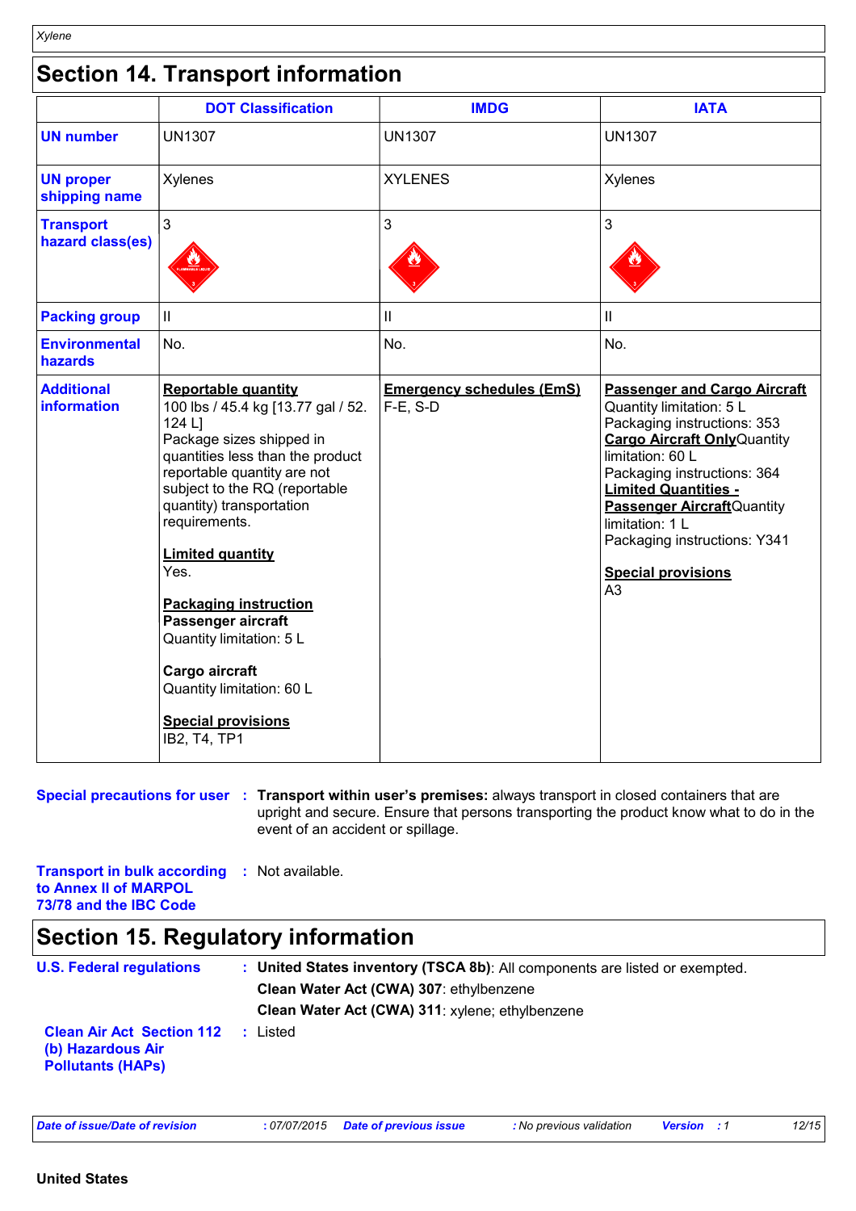## Section 14. Transport information

| | DOT Classification | IMDG | IATA |
|---|---|---|---|
| **UN number** | UN1307 | UN1307 | UN1307 |
| **UN proper shipping name** | Xylenes | XYLENES | Xylenes |
| **Transport hazard class(es)** | 3 | 3 | 3 |
| **Packing group** | II | II | II |
| **Environmental hazards** | No. | No. | No. |
| **Additional information** | **Reportable quantity** 100 lbs / 45.4 kg [13.77 gal / 52. 124 L] Package sizes shipped in quantities less than the product reportable quantity are not subject to the RQ (reportable quantity) transportation requirements. **Limited quantity** Yes. **Packaging instruction** **Passenger aircraft** Quantity limitation: 5 L **Cargo aircraft** Quantity limitation: 60 L **Special provisions** IB2, T4, TP1 | **Emergency schedules (EmS)** F-E, S-D | **Passenger and Cargo Aircraft** Quantity limitation: 5 L Packaging instructions: 353 **Cargo Aircraft Only** Quantity limitation: 60 L Packaging instructions: 364 **Limited Quantities - Passenger Aircraft** Quantity limitation: 1 L Packaging instructions: Y341 **Special provisions** A3 |

**Special precautions for user** : **Transport within user's premises:** always transport in closed containers that are upright and secure. Ensure that persons transporting the product know what to do in the event of an accident or spillage.

**Transport in bulk according to Annex II of MARPOL 73/78 and the IBC Code** : Not available.

## Section 15. Regulatory information

**U.S. Federal regulations** : **United States inventory (TSCA 8b)**: All components are listed or exempted.
**Clean Water Act (CWA) 307**: ethylbenzene
**Clean Water Act (CWA) 311**: xylene; ethylbenzene

**Clean Air Act Section 112 (b) Hazardous Air Pollutants (HAPs)** : Listed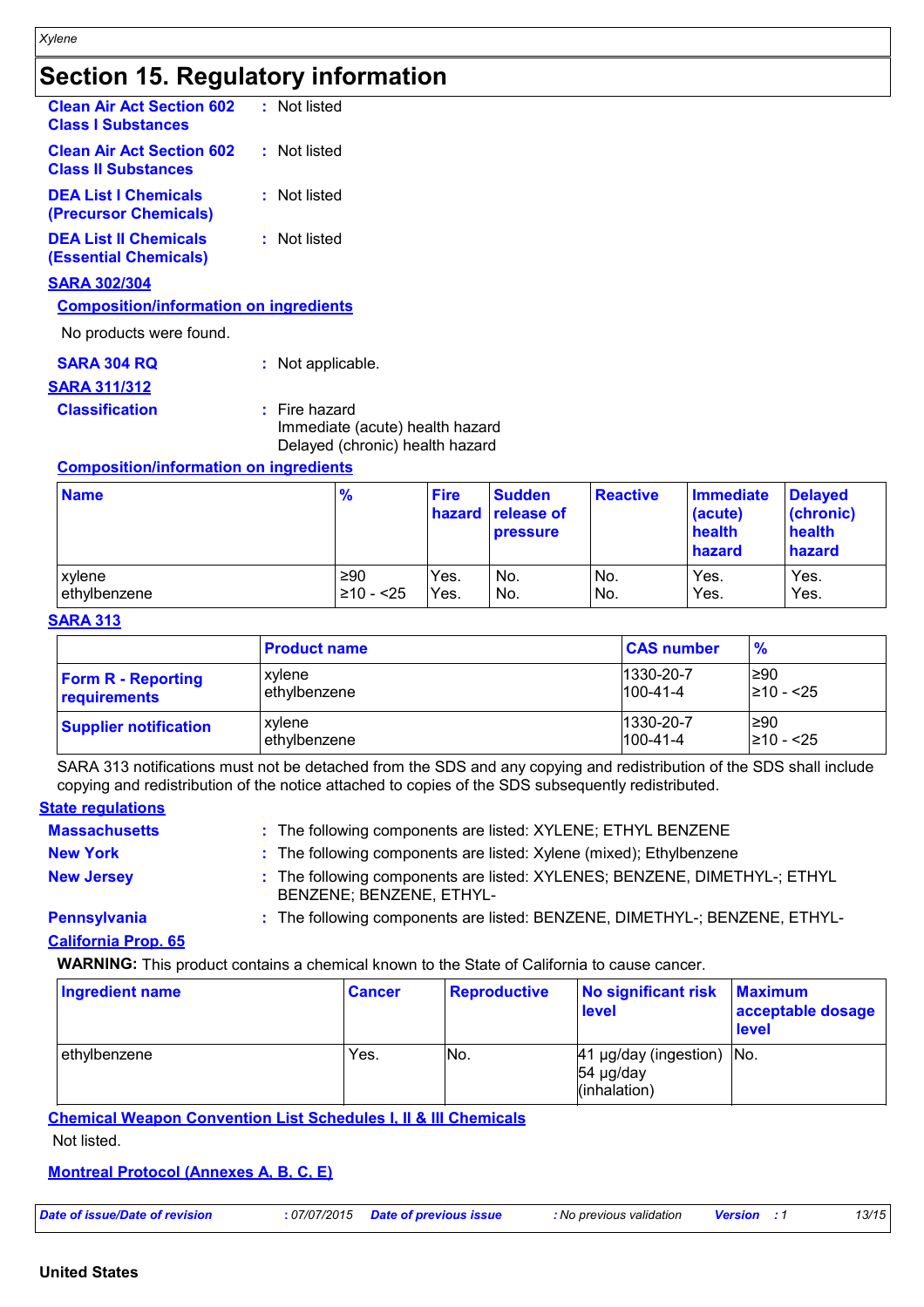# Section 15. Regulatory information

**Clean Air Act Section 602 Class I Substances** : Not listed

**Clean Air Act Section 602 Class II Substances** : Not listed

**DEA List I Chemicals (Precursor Chemicals)** : Not listed

**DEA List II Chemicals (Essential Chemicals)** : Not listed

**SARA 302/304**

**Composition/information on ingredients**

No products were found.

**SARA 304 RQ** : Not applicable.

**SARA 311/312**

**Classification** : Fire hazard
Immediate (acute) health hazard
Delayed (chronic) health hazard

**Composition/information on ingredients**

| Name | % | Fire hazard | Sudden release of pressure | Reactive | Immediate (acute) health hazard | Delayed (chronic) health hazard |
|---|---|---|---|---|---|---|
| xylene<br>ethylbenzene | ≥90<br>≥10 - <25 | Yes.<br>Yes. | No.<br>No. | No.<br>No. | Yes.<br>Yes. | Yes.<br>Yes. |

**SARA 313**

| | Product name | CAS number | % |
|---|---|---|---|
| **Form R - Reporting requirements** | xylene<br>ethylbenzene | 1330-20-7<br>100-41-4 | ≥90<br>≥10 - <25 |
| **Supplier notification** | xylene<br>ethylbenzene | 1330-20-7<br>100-41-4 | ≥90<br>≥10 - <25 |

SARA 313 notifications must not be detached from the SDS and any copying and redistribution of the SDS shall include copying and redistribution of the notice attached to copies of the SDS subsequently redistributed.

**State regulations**

**Massachusetts** : The following components are listed: XYLENE; ETHYL BENZENE

**New York** : The following components are listed: Xylene (mixed); Ethylbenzene

**New Jersey** : The following components are listed: XYLENES; BENZENE, DIMETHYL-; ETHYL BENZENE; BENZENE, ETHYL-

**Pennsylvania** : The following components are listed: BENZENE, DIMETHYL-; BENZENE, ETHYL-

**California Prop. 65**

**WARNING:** This product contains a chemical known to the State of California to cause cancer.

| Ingredient name | Cancer | Reproductive | No significant risk level | Maximum acceptable dosage level |
|---|---|---|---|---|
| ethylbenzene | Yes. | No. | 41 μg/day (ingestion)<br>54 μg/day (inhalation) | No. |

**Chemical Weapon Convention List Schedules I, II & III Chemicals**

Not listed.

**Montreal Protocol (Annexes A, B, C, E)**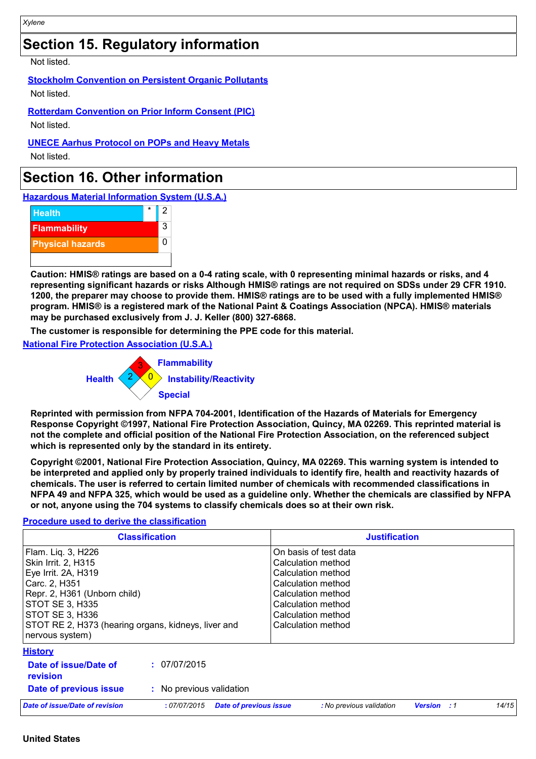## Section 15. Regulatory information

Not listed.

**Stockholm Convention on Persistent Organic Pollutants**

Not listed.

**Rotterdam Convention on Prior Inform Consent (PIC)**

Not listed.

**UNECE Aarhus Protocol on POPs and Heavy Metals**

Not listed.

## Section 16. Other information

**Hazardous Material Information System (U.S.A.)**

| | | |
|---|---|---|
| Health | * | 2 |
| Flammability | | 3 |
| Physical hazards | | 0 |

**Caution: HMIS® ratings are based on a 0-4 rating scale, with 0 representing minimal hazards or risks, and 4 representing significant hazards or risks Although HMIS® ratings are not required on SDSs under 29 CFR 1910. 1200, the preparer may choose to provide them. HMIS® ratings are to be used with a fully implemented HMIS® program. HMIS® is a registered mark of the National Paint & Coatings Association (NPCA). HMIS® materials may be purchased exclusively from J. J. Keller (800) 327-6868.**

**The customer is responsible for determining the PPE code for this material.**

**National Fire Protection Association (U.S.A.)**

Flammability: 3
Health: 2
Instability/Reactivity: 0
Special

**Reprinted with permission from NFPA 704-2001, Identification of the Hazards of Materials for Emergency Response Copyright ©1997, National Fire Protection Association, Quincy, MA 02269. This reprinted material is not the complete and official position of the National Fire Protection Association, on the referenced subject which is represented only by the standard in its entirety.**

**Copyright ©2001, National Fire Protection Association, Quincy, MA 02269. This warning system is intended to be interpreted and applied only by properly trained individuals to identify fire, health and reactivity hazards of chemicals. The user is referred to certain limited number of chemicals with recommended classifications in NFPA 49 and NFPA 325, which would be used as a guideline only. Whether the chemicals are classified by NFPA or not, anyone using the 704 systems to classify chemicals does so at their own risk.**

**Procedure used to derive the classification**

| Classification | Justification |
|---|---|
| Flam. Liq. 3, H226 | On basis of test data |
| Skin Irrit. 2, H315 | Calculation method |
| Eye Irrit. 2A, H319 | Calculation method |
| Carc. 2, H351 | Calculation method |
| Repr. 2, H361 (Unborn child) | Calculation method |
| STOT SE 3, H335 | Calculation method |
| STOT SE 3, H336 | Calculation method |
| STOT RE 2, H373 (hearing organs, kidneys, liver and nervous system) | Calculation method |

**History**

**Date of issue/Date of revision** : 07/07/2015

**Date of previous issue** : No previous validation

United States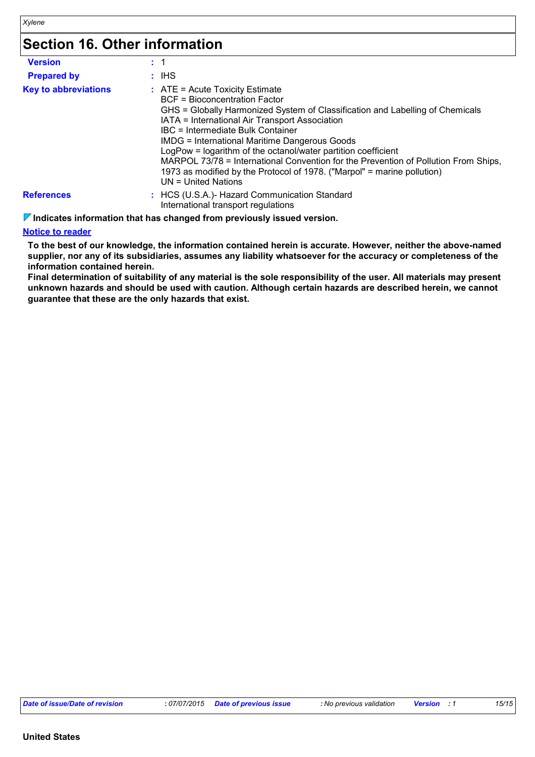# Section 16. Other information

**Version** : 1

**Prepared by** : IHS

**Key to abbreviations** : ATE = Acute Toxicity Estimate
BCF = Bioconcentration Factor
GHS = Globally Harmonized System of Classification and Labelling of Chemicals
IATA = International Air Transport Association
IBC = Intermediate Bulk Container
IMDG = International Maritime Dangerous Goods
LogPow = logarithm of the octanol/water partition coefficient
MARPOL 73/78 = International Convention for the Prevention of Pollution From Ships, 1973 as modified by the Protocol of 1978. ("Marpol" = marine pollution)
UN = United Nations

**References** : HCS (U.S.A.)- Hazard Communication Standard
International transport regulations

**Indicates information that has changed from previously issued version.**

**Notice to reader**

**To the best of our knowledge, the information contained herein is accurate. However, neither the above-named supplier, nor any of its subsidiaries, assumes any liability whatsoever for the accuracy or completeness of the information contained herein.**

**Final determination of suitability of any material is the sole responsibility of the user. All materials may present unknown hazards and should be used with caution. Although certain hazards are described herein, we cannot guarantee that these are the only hazards that exist.**